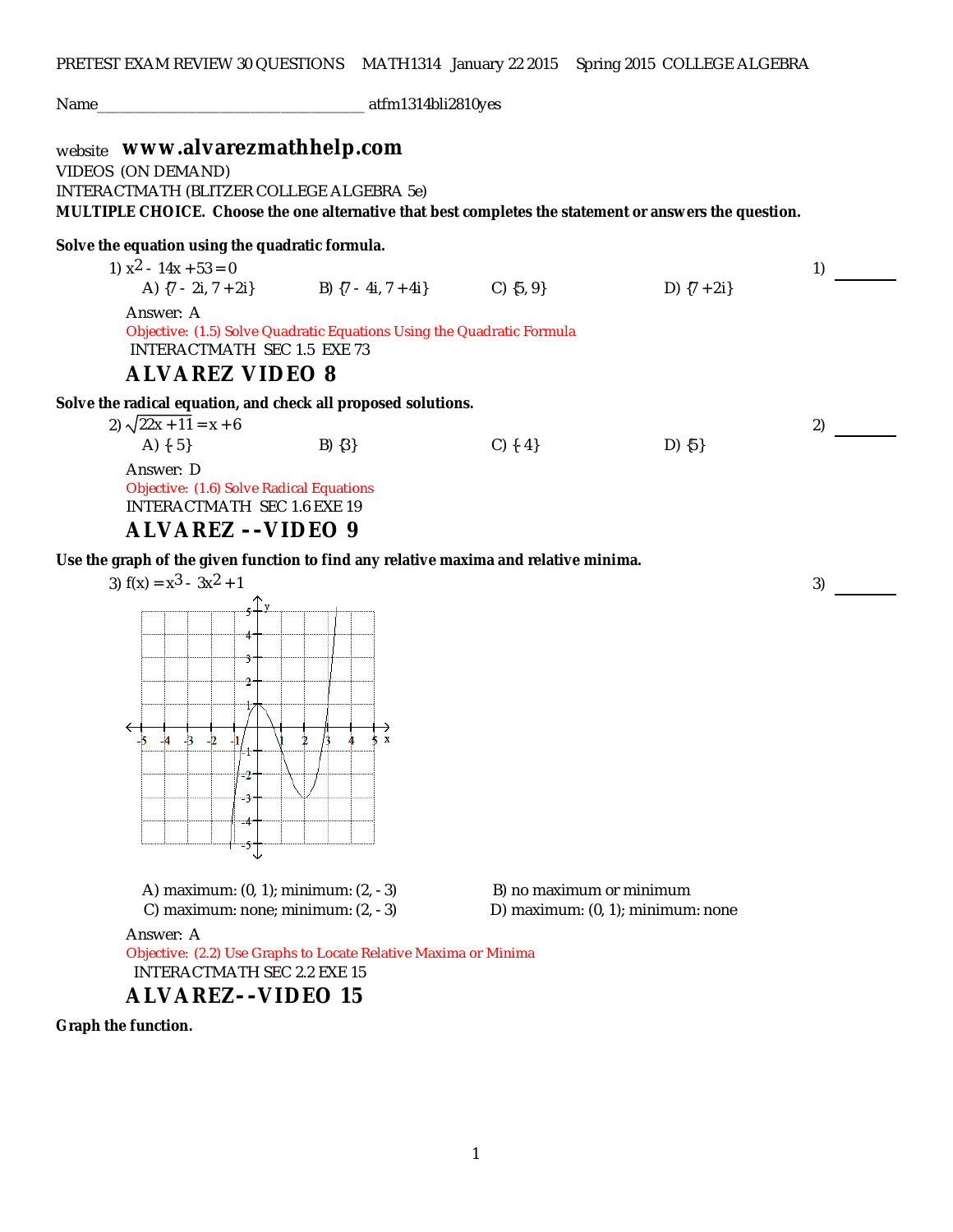PRETEST EXAM REVIEW 30 QUESTIONS MATH1314 January 22 2015 Spring 2015 COLLEGE ALGEBRA

Name_________________________________ atfm1314bli2810yes

website **www.alvarezmathhelp.com**
VIDEOS (ON DEMAND)
INTERACTMATH (BLITZER COLLEGE ALGEBRA 5e)

**MULTIPLE CHOICE. Choose the one alternative that best completes the statement or answers the question.**

**Solve the equation using the quadratic formula.**

1) $x^2 - 14x + 53 = 0$ 1) _______

A) $\{7 - 2i, 7 + 2i\}$ B) $\{7 - 4i, 7 + 4i\}$ C) $\{5, 9\}$ D) $\{7 + 2i\}$

Answer: A
Objective: (1.5) Solve Quadratic Equations Using the Quadratic Formula
INTERACTMATH SEC 1.5 EXE 73

**ALVAREZ VIDEO 8**

**Solve the radical equation, and check all proposed solutions.**

2) $\sqrt{22x + 11} = x + 6$ 2) _______

A) $\{-5\}$ B) $\{3\}$ C) $\{-4\}$ D) $\{5\}$

Answer: D
Objective: (1.6) Solve Radical Equations
INTERACTMATH SEC 1.6 EXE 19

**ALVAREZ --VIDEO 9**

**Use the graph of the given function to find any relative maxima and relative minima.**

3) $f(x) = x^3 - 3x^2 + 1$ 3) _______

A) maximum: $(0, 1)$; minimum: $(2, -3)$ B) no maximum or minimum
C) maximum: none; minimum: $(2, -3)$ D) maximum: $(0, 1)$; minimum: none

Answer: A
Objective: (2.2) Use Graphs to Locate Relative Maxima or Minima
INTERACTMATH SEC 2.2 EXE 15

**ALVAREZ--VIDEO 15**

**Graph the function.**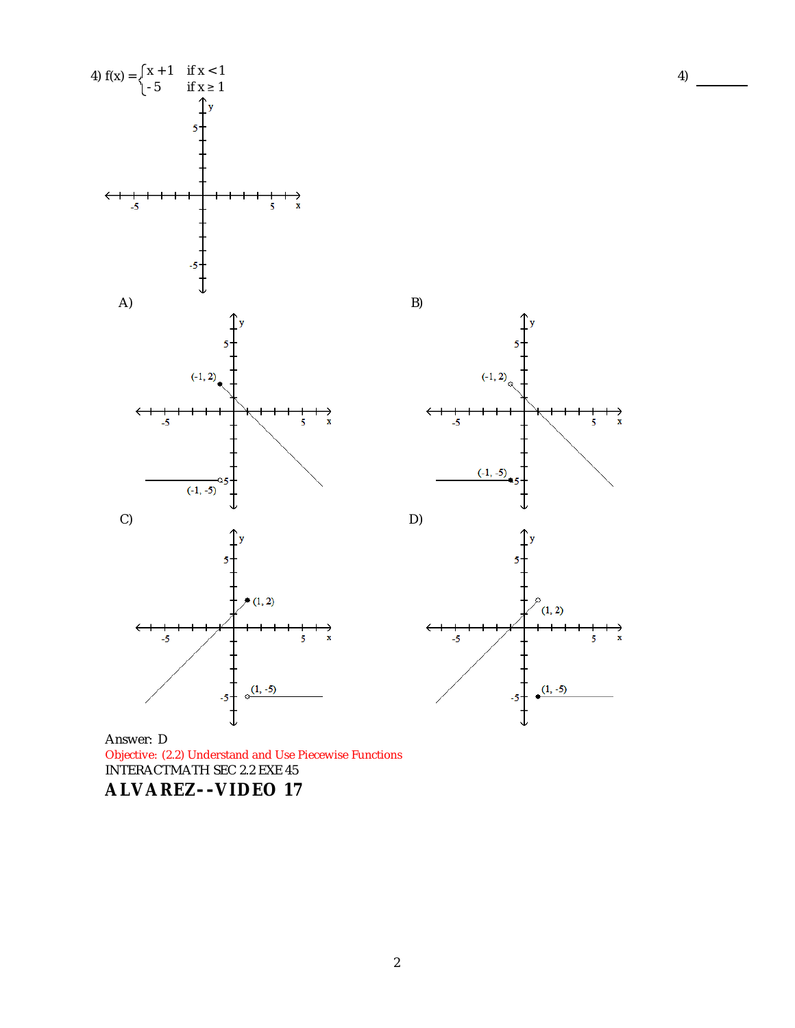4) $f(x) = \begin{cases} x + 1 & \text{if } x < 1 \\ -5 & \text{if } x \geq 1 \end{cases}$

4) _______

A)

(-1, 2)

(-1, -5)

B)

(-1, 2)

(-1, -5)

C)

(1, 2)

(1, -5)

D)

(1, 2)

(1, -5)

Answer: D

Objective: (2.2) Understand and Use Piecewise Functions

INTERACTMATH SEC 2.2 EXE 45

**ALVAREZ--VIDEO 17**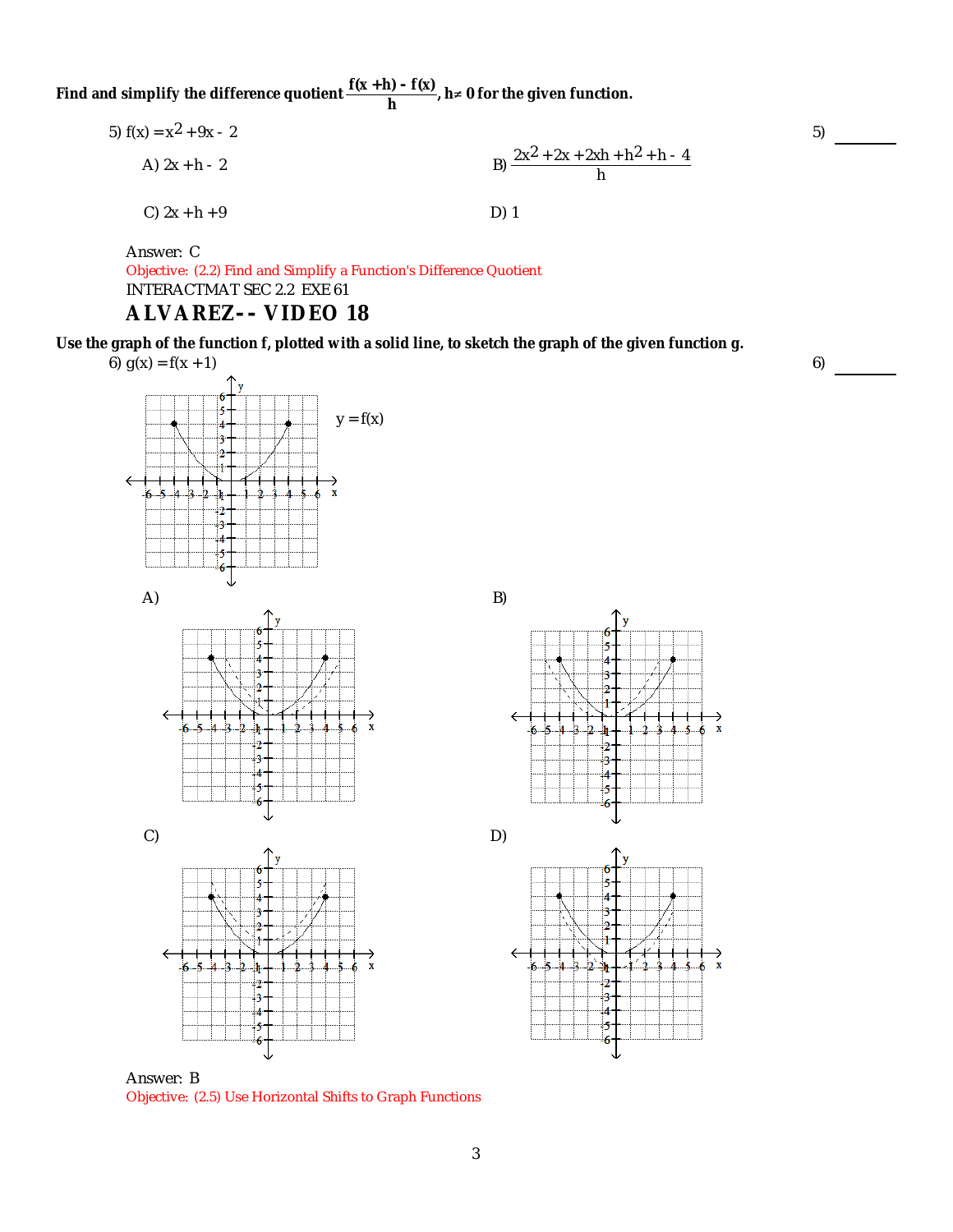**Find and simplify the difference quotient $\frac{f(x+h) - f(x)}{h}$, $h \neq 0$ for the given function.**

5) $f(x) = x^2 + 9x - 2$

5) ________

A) $2x + h - 2$

B) $\frac{2x^2 + 2x + 2xh + h^2 + h - 4}{h}$

C) $2x + h + 9$

D) 1

Answer: C

Objective: (2.2) Find and Simplify a Function's Difference Quotient

INTERACTMAT SEC 2.2 EXE 61

## ALVAREZ-- VIDEO 18

**Use the graph of the function f, plotted with a solid line, to sketch the graph of the given function g.**

6) $g(x) = f(x + 1)$

6) ________

$y = f(x)$

A)

B)

C)

D)

Answer: B

Objective: (2.5) Use Horizontal Shifts to Graph Functions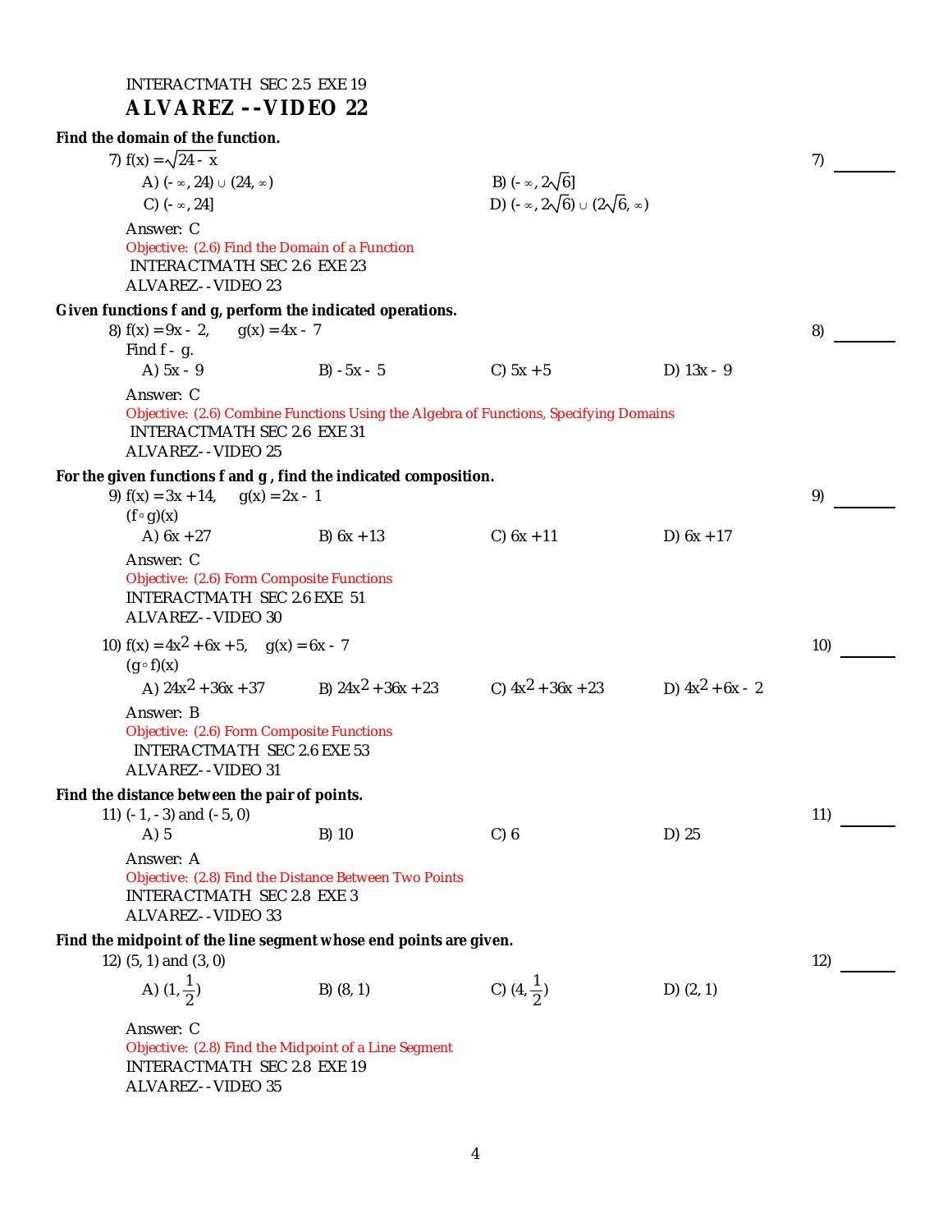INTERACTMATH SEC 2.5 EXE 19

**ALVAREZ --VIDEO 22**

**Find the domain of the function.**

7) $f(x) = \sqrt{24 - x}$ 7) ______

A) $(-\infty, 24) \cup (24, \infty)$  B) $(-\infty, 2\sqrt{6}]$

C) $(-\infty, 24]$  D) $(-\infty, 2\sqrt{6}) \cup (2\sqrt{6}, \infty)$

Answer: C

Objective: (2.6) Find the Domain of a Function

INTERACTMATH SEC 2.6 EXE 23

ALVAREZ--VIDEO 23

**Given functions f and g, perform the indicated operations.**

8) $f(x) = 9x - 2, \quad g(x) = 4x - 7$ 8) ______

Find $f - g$.

A) $5x - 9$  B) $-5x - 5$  C) $5x + 5$  D) $13x - 9$

Answer: C

Objective: (2.6) Combine Functions Using the Algebra of Functions, Specifying Domains

INTERACTMATH SEC 2.6 EXE 31

ALVAREZ--VIDEO 25

**For the given functions f and g , find the indicated composition.**

9) $f(x) = 3x + 14, \quad g(x) = 2x - 1$ 9) ______

$(f \circ g)(x)$

A) $6x + 27$  B) $6x + 13$  C) $6x + 11$  D) $6x + 17$

Answer: C

Objective: (2.6) Form Composite Functions

INTERACTMATH SEC 2.6 EXE 51

ALVAREZ--VIDEO 30

10) $f(x) = 4x^2 + 6x + 5, \quad g(x) = 6x - 7$ 10) ______

$(g \circ f)(x)$

A) $24x^2 + 36x + 37$  B) $24x^2 + 36x + 23$  C) $4x^2 + 36x + 23$  D) $4x^2 + 6x - 2$

Answer: B

Objective: (2.6) Form Composite Functions

INTERACTMATH SEC 2.6 EXE 53

ALVAREZ--VIDEO 31

**Find the distance between the pair of points.**

11) $(-1, -3)$ and $(-5, 0)$ 11) ______

A) 5  B) 10  C) 6  D) 25

Answer: A

Objective: (2.8) Find the Distance Between Two Points

INTERACTMATH SEC 2.8 EXE 3

ALVAREZ--VIDEO 33

**Find the midpoint of the line segment whose end points are given.**

12) $(5, 1)$ and $(3, 0)$ 12) ______

A) $(1, \frac{1}{2})$  B) $(8, 1)$  C) $(4, \frac{1}{2})$  D) $(2, 1)$

Answer: C

Objective: (2.8) Find the Midpoint of a Line Segment

INTERACTMATH SEC 2.8 EXE 19

ALVAREZ--VIDEO 35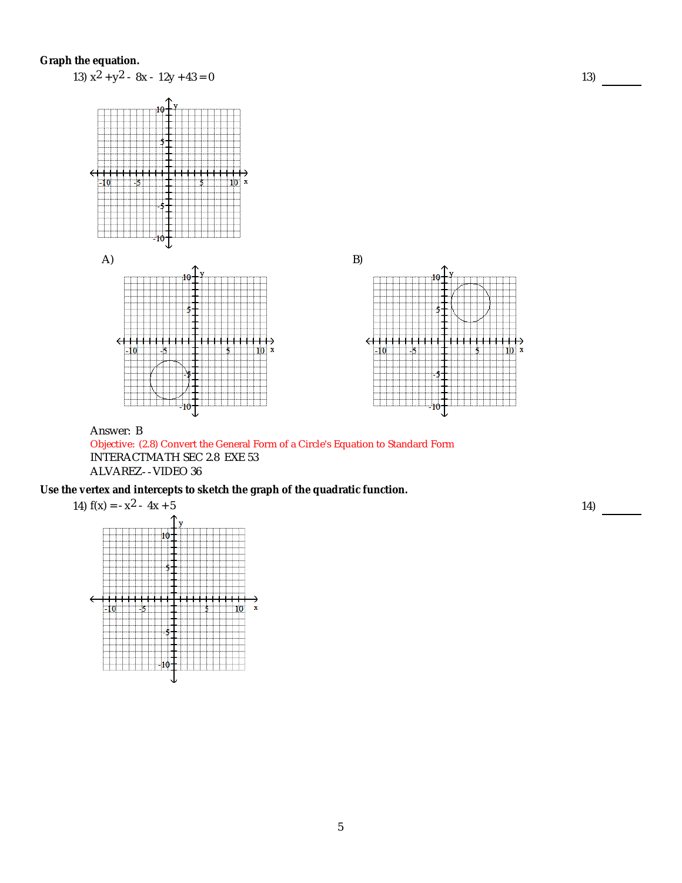**Graph the equation.**

13) $x^2 + y^2 - 8x - 12y + 43 = 0$

13) ______

A)

B)

Answer: B

Objective: (2.8) Convert the General Form of a Circle's Equation to Standard Form

INTERACTMATH SEC 2.8 EXE 53

ALVAREZ--VIDEO 36

**Use the vertex and intercepts to sketch the graph of the quadratic function.**

14) $f(x) = -x^2 - 4x + 5$

14) ______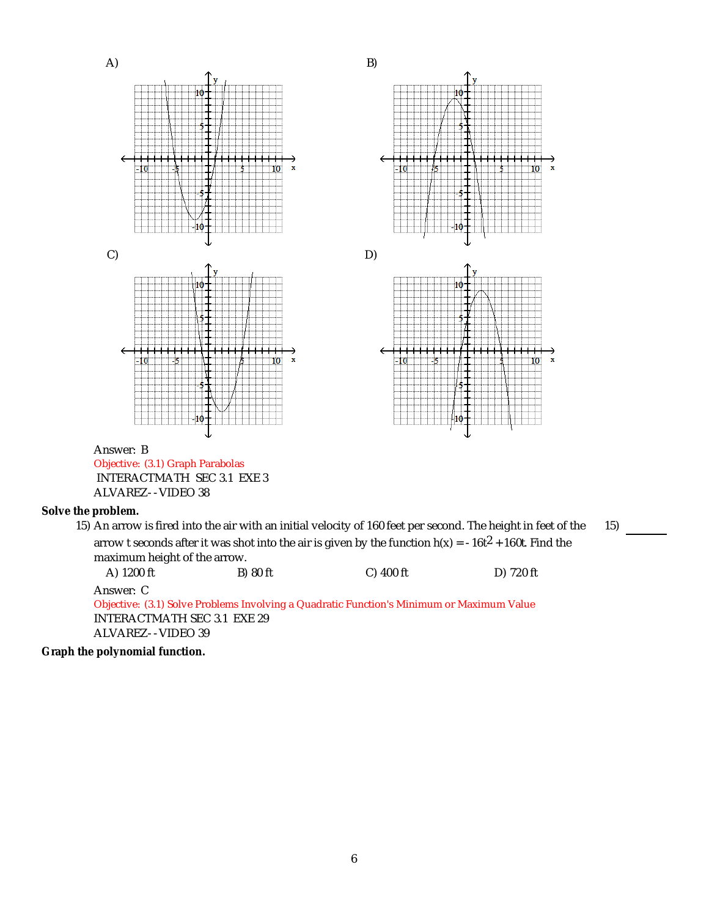A)

B)

C)

D)

Answer: B

Objective: (3.1) Graph Parabolas

INTERACTMATH SEC 3.1 EXE 3

ALVAREZ--VIDEO 38

**Solve the problem.**

15) An arrow is fired into the air with an initial velocity of 160 feet per second. The height in feet of the arrow t seconds after it was shot into the air is given by the function $h(x) = -16t^2 + 160t$. Find the maximum height of the arrow.

A) 1200 ft  B) 80 ft  C) 400 ft  D) 720 ft

Answer: C

Objective: (3.1) Solve Problems Involving a Quadratic Function's Minimum or Maximum Value

INTERACTMATH SEC 3.1 EXE 29

ALVAREZ--VIDEO 39

**Graph the polynomial function.**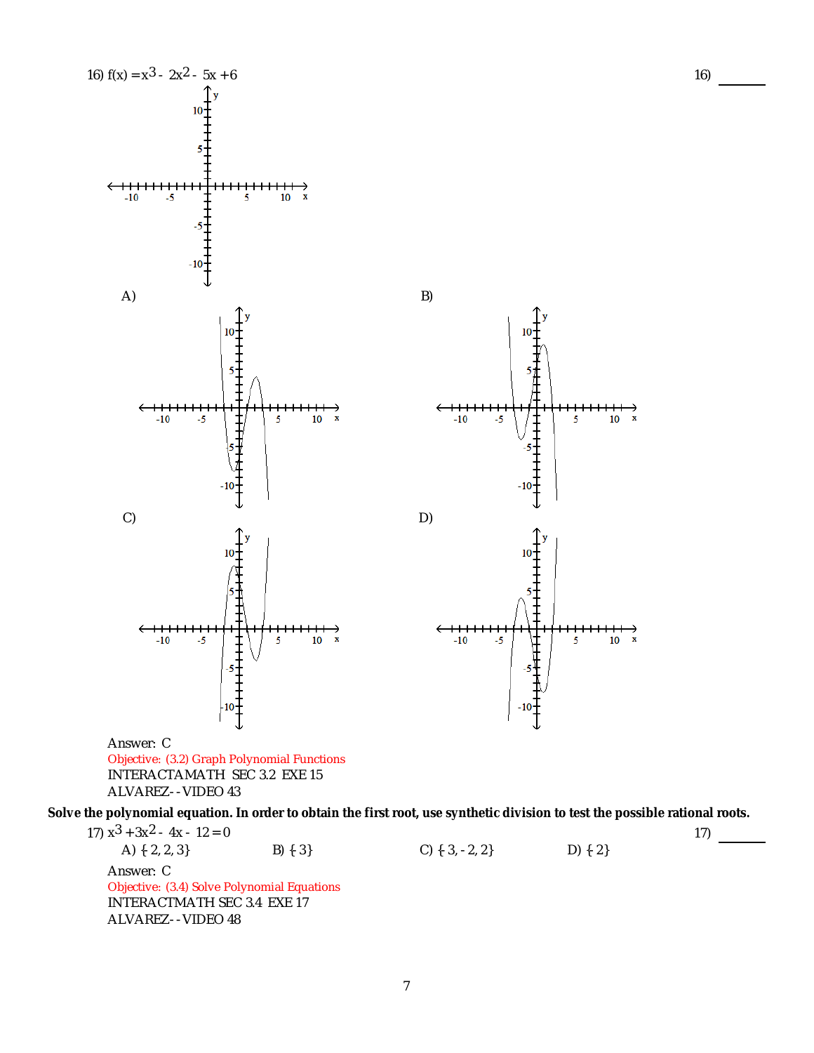16) $f(x) = x^3 - 2x^2 - 5x + 6$ 16) ______

A)

B)

C)

D)

Answer: C

Objective: (3.2) Graph Polynomial Functions

INTERACTAMATH SEC 3.2 EXE 15

ALVAREZ--VIDEO 43

**Solve the polynomial equation. In order to obtain the first root, use synthetic division to test the possible rational roots.**

17) $x^3 + 3x^2 - 4x - 12 = 0$ 17) ______

A) $\{2, 2, 3\}$ B) $\{3\}$ C) $\{3, -2, 2\}$ D) $\{2\}$

Answer: C

Objective: (3.4) Solve Polynomial Equations

INTERACTMATH SEC 3.4 EXE 17

ALVAREZ--VIDEO 48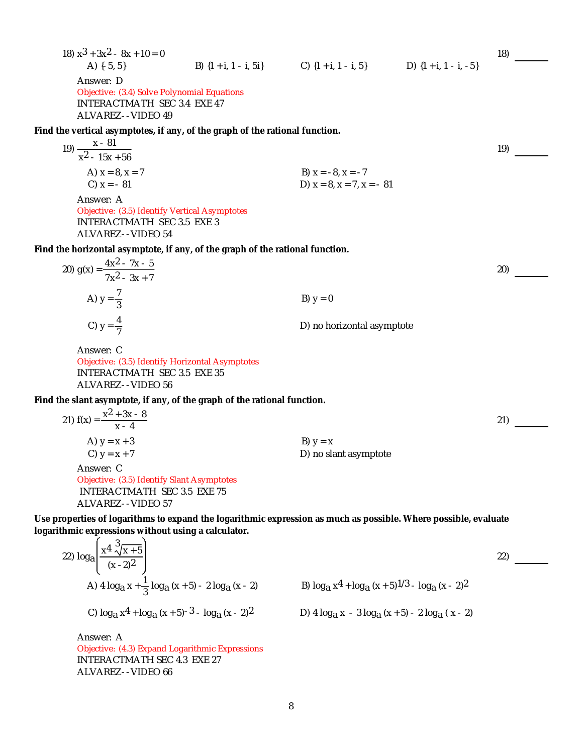18) $x^3 + 3x^2 - 8x + 10 = 0$ 18) ______

A) $\{5, 5\}$  B) $\{1 + i, 1 - i, 5i\}$  C) $\{1 + i, 1 - i, 5\}$  D) $\{1 + i, 1 - i, -5\}$

Answer: D
Objective: (3.4) Solve Polynomial Equations
INTERACTMATH SEC 3.4 EXE 47
ALVAREZ--VIDEO 49

**Find the vertical asymptotes, if any, of the graph of the rational function.**

19) $\dfrac{x - 81}{x^2 - 15x + 56}$ 19) ______

A) $x = 8, x = 7$  B) $x = -8, x = -7$
C) $x = -81$  D) $x = 8, x = 7, x = -81$

Answer: A
Objective: (3.5) Identify Vertical Asymptotes
INTERACTMATH SEC 3.5 EXE 3
ALVAREZ--VIDEO 54

**Find the horizontal asymptote, if any, of the graph of the rational function.**

20) $g(x) = \dfrac{4x^2 - 7x - 5}{7x^2 - 3x + 7}$ 20) ______

A) $y = \dfrac{7}{3}$  B) $y = 0$

C) $y = \dfrac{4}{7}$  D) no horizontal asymptote

Answer: C
Objective: (3.5) Identify Horizontal Asymptotes
INTERACTMATH SEC 3.5 EXE 35
ALVAREZ--VIDEO 56

**Find the slant asymptote, if any, of the graph of the rational function.**

21) $f(x) = \dfrac{x^2 + 3x - 8}{x - 4}$ 21) ______

A) $y = x + 3$  B) $y = x$
C) $y = x + 7$  D) no slant asymptote

Answer: C
Objective: (3.5) Identify Slant Asymptotes
INTERACTMATH SEC 3.5 EXE 75
ALVAREZ--VIDEO 57

**Use properties of logarithms to expand the logarithmic expression as much as possible. Where possible, evaluate logarithmic expressions without using a calculator.**

22) $\log_a\left(\dfrac{x^4 \sqrt[3]{x + 5}}{(x - 2)^2}\right)$ 22) ______

A) $4 \log_a x + \dfrac{1}{3} \log_a (x + 5) - 2 \log_a (x - 2)$  B) $\log_a x^4 + \log_a (x + 5)^{1/3} - \log_a (x - 2)^2$

C) $\log_a x^4 + \log_a (x + 5)^{-3} - \log_a (x - 2)^2$  D) $4 \log_a x - 3 \log_a (x + 5) - 2 \log_a (x - 2)$

Answer: A
Objective: (4.3) Expand Logarithmic Expressions
INTERACTMATH SEC 4.3 EXE 27
ALVAREZ--VIDEO 66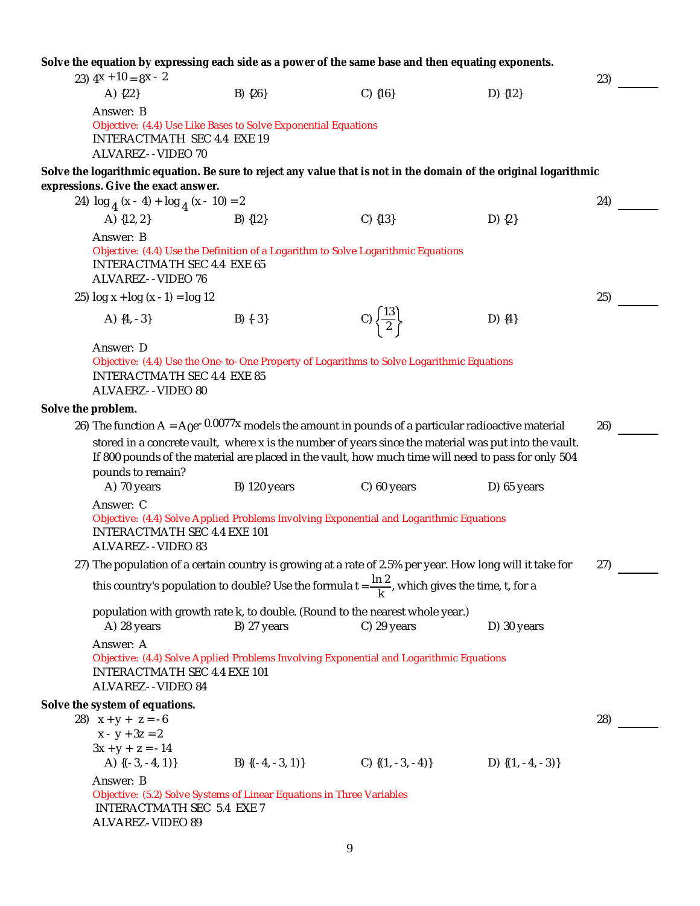**Solve the equation by expressing each side as a power of the same base and then equating exponents.**

23) $4^{x+10} = 8^{x-2}$ 23) ______

A) {22} B) {26} C) {16} D) {12}

Answer: B

Objective: (4.4) Use Like Bases to Solve Exponential Equations

INTERACTMATH SEC 4.4 EXE 19

ALVAREZ--VIDEO 70

**Solve the logarithmic equation. Be sure to reject any value that is not in the domain of the original logarithmic expressions. Give the exact answer.**

24) $\log_4 (x - 4) + \log_4 (x - 10) = 2$ 24) ______

A) {12, 2} B) {12} C) {13} D) {2}

Answer: B

Objective: (4.4) Use the Definition of a Logarithm to Solve Logarithmic Equations

INTERACTMATH SEC 4.4 EXE 65

ALVAREZ--VIDEO 76

25) $\log x + \log (x - 1) = \log 12$ 25) ______

A) {4, - 3} B) {- 3} C) $\left\{\frac{13}{2}\right\}$ D) {4}

Answer: D

Objective: (4.4) Use the One-to-One Property of Logarithms to Solve Logarithmic Equations

INTERACTMATH SEC 4.4 EXE 85

ALVAERZ--VIDEO 80

**Solve the problem.**

26) The function $A = A_0e^{-0.0077x}$ models the amount in pounds of a particular radioactive material stored in a concrete vault, where x is the number of years since the material was put into the vault. If 800 pounds of the material are placed in the vault, how much time will need to pass for only 504 pounds to remain? 26) ______

A) 70 years B) 120 years C) 60 years D) 65 years

Answer: C

Objective: (4.4) Solve Applied Problems Involving Exponential and Logarithmic Equations

INTERACTMATH SEC 4.4 EXE 101

ALVAREZ--VIDEO 83

27) The population of a certain country is growing at a rate of 2.5% per year. How long will it take for this country's population to double? Use the formula $t = \frac{\ln 2}{k}$, which gives the time, t, for a population with growth rate k, to double. (Round to the nearest whole year.) 27) ______

A) 28 years B) 27 years C) 29 years D) 30 years

Answer: A

Objective: (4.4) Solve Applied Problems Involving Exponential and Logarithmic Equations

INTERACTMATH SEC 4.4 EXE 101

ALVAREZ--VIDEO 84

**Solve the system of equations.**

28)
$$x + y + z = -6$$
$$x - y + 3z = 2$$
$$3x + y + z = -14$$
28) ______

A) {(- 3, - 4, 1)} B) {(- 4, - 3, 1)} C) {(1, - 3, - 4)} D) {(1, - 4, - 3)}

Answer: B

Objective: (5.2) Solve Systems of Linear Equations in Three Variables

INTERACTMATH SEC 5.4 EXE 7

ALVAREZ-VIDEO 89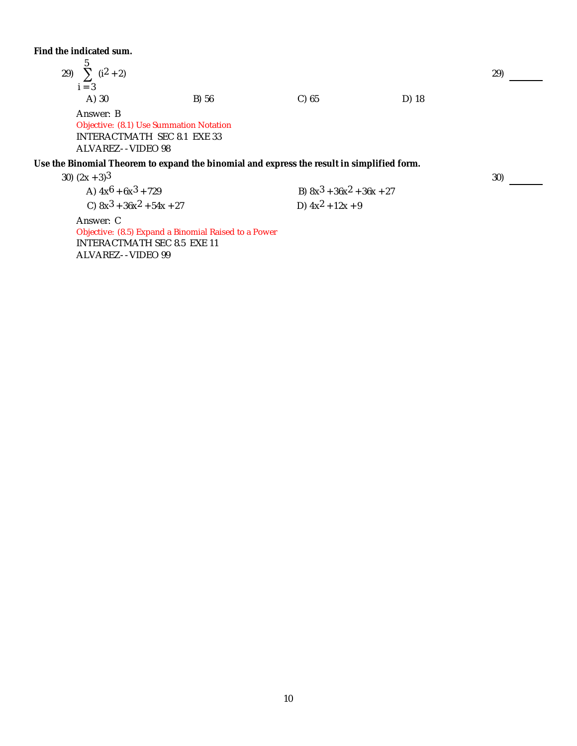**Find the indicated sum.**

29) $\sum_{i=3}^{5} (i^2 + 2)$ 29) ______

A) 30 B) 56 C) 65 D) 18

Answer: B
Objective: (8.1) Use Summation Notation
INTERACTMATH SEC 8.1 EXE 33
ALVAREZ--VIDEO 98

**Use the Binomial Theorem to expand the binomial and express the result in simplified form.**

30) $(2x + 3)^3$ 30) ______

A) $4x^6 + 6x^3 + 729$
B) $8x^3 + 36x^2 + 36x + 27$
C) $8x^3 + 36x^2 + 54x + 27$
D) $4x^2 + 12x + 9$

Answer: C
Objective: (8.5) Expand a Binomial Raised to a Power
INTERACTMATH SEC 8.5 EXE 11
ALVAREZ--VIDEO 99